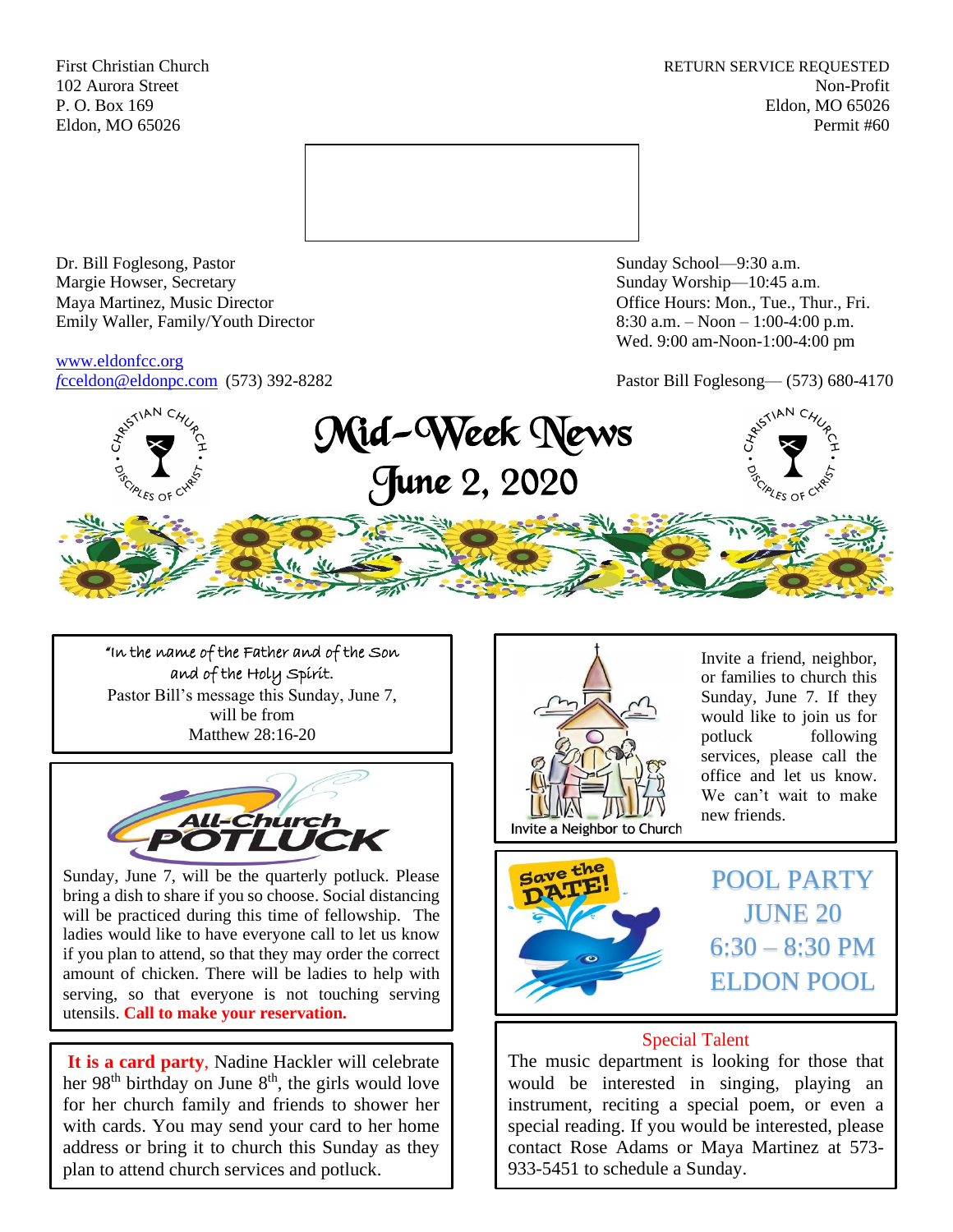First Christian Church
102 Aurora Street
P. O. Box 169
Eldon, MO 65026

RETURN SERVICE REQUESTED
Non-Profit
Eldon, MO 65026
Permit #60

Dr. Bill Foglesong, Pastor
Margie Howser, Secretary
Maya Martinez, Music Director
Emily Waller, Family/Youth Director

www.eldonfcc.org
fcceldon@eldonpc.com (573) 392-8282

Sunday School—9:30 a.m.
Sunday Worship—10:45 a.m.
Office Hours: Mon., Tue., Thur., Fri.
8:30 a.m. – Noon – 1:00-4:00 p.m.
Wed. 9:00 am-Noon-1:00-4:00 pm

Pastor Bill Foglesong— (573) 680-4170

# Mid-Week News
## June 2, 2020

"In the name of the Father and of the Son and of the Holy Spirit.
Pastor Bill's message this Sunday, June 7, will be from
Matthew 28:16-20

**All-Church POTLUCK**

Sunday, June 7, will be the quarterly potluck. Please bring a dish to share if you so choose. Social distancing will be practiced during this time of fellowship. The ladies would like to have everyone call to let us know if you plan to attend, so that they may order the correct amount of chicken. There will be ladies to help with serving, so that everyone is not touching serving utensils. **Call to make your reservation.**

**It is a card party**, Nadine Hackler will celebrate her 98th birthday on June 8th, the girls would love for her church family and friends to shower her with cards. You may send your card to her home address or bring it to church this Sunday as they plan to attend church services and potluck.

Invite a Neighbor to Church

Invite a friend, neighbor, or families to church this Sunday, June 7. If they would like to join us for potluck following services, please call the office and let us know. We can't wait to make new friends.

Save the DATE!

**POOL PARTY**
**JUNE 20**
**6:30 – 8:30 PM**
**ELDON POOL**

### Special Talent

The music department is looking for those that would be interested in singing, playing an instrument, reciting a special poem, or even a special reading. If you would be interested, please contact Rose Adams or Maya Martinez at 573-933-5451 to schedule a Sunday.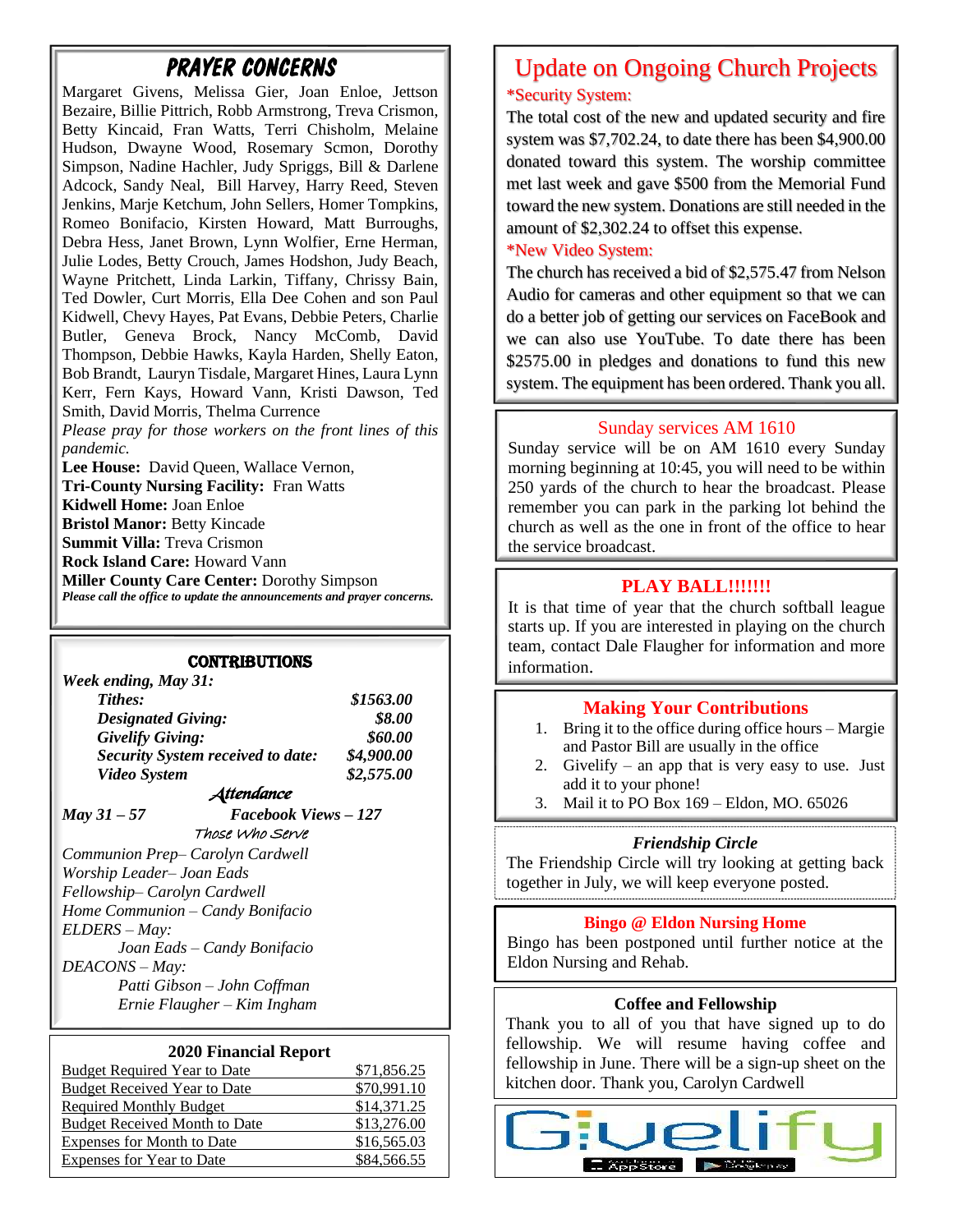## PRAYER CONCERNS

Margaret Givens, Melissa Gier, Joan Enloe, Jettson Bezaire, Billie Pittrich, Robb Armstrong, Treva Crismon, Betty Kincaid, Fran Watts, Terri Chisholm, Melaine Hudson, Dwayne Wood, Rosemary Scmon, Dorothy Simpson, Nadine Hachler, Judy Spriggs, Bill & Darlene Adcock, Sandy Neal, Bill Harvey, Harry Reed, Steven Jenkins, Marje Ketchum, John Sellers, Homer Tompkins, Romeo Bonifacio, Kirsten Howard, Matt Burroughs, Debra Hess, Janet Brown, Lynn Wolfier, Erne Herman, Julie Lodes, Betty Crouch, James Hodshon, Judy Beach, Wayne Pritchett, Linda Larkin, Tiffany, Chrissy Bain, Ted Dowler, Curt Morris, Ella Dee Cohen and son Paul Kidwell, Chevy Hayes, Pat Evans, Debbie Peters, Charlie Butler, Geneva Brock, Nancy McComb, David Thompson, Debbie Hawks, Kayla Harden, Shelly Eaton, Bob Brandt, Lauryn Tisdale, Margaret Hines, Laura Lynn Kerr, Fern Kays, Howard Vann, Kristi Dawson, Ted Smith, David Morris, Thelma Currence

*Please pray for those workers on the front lines of this pandemic.*

**Lee House:** David Queen, Wallace Vernon,
**Tri-County Nursing Facility:** Fran Watts
**Kidwell Home:** Joan Enloe
**Bristol Manor:** Betty Kincade
**Summit Villa:** Treva Crismon
**Rock Island Care:** Howard Vann
**Miller County Care Center:** Dorothy Simpson

***Please call the office to update the announcements and prayer concerns.***

## CONTRIBUTIONS

*Week ending, May 31:*

| | |
|---|---|
| ***Tithes:*** | ***$1563.00*** |
| ***Designated Giving:*** | ***$8.00*** |
| ***Givelify Giving:*** | ***$60.00*** |
| ***Security System received to date:*** | ***$4,900.00*** |
| ***Video System*** | ***$2,575.00*** |

### *Attendance*

*May 31 – 57* *Facebook Views – 127*

*Those Who Serve*

*Communion Prep– Carolyn Cardwell*
*Worship Leader– Joan Eads*
*Fellowship– Carolyn Cardwell*
*Home Communion – Candy Bonifacio*
*ELDERS – May:*
*Joan Eads – Candy Bonifacio*
*DEACONS – May:*
*Patti Gibson – John Coffman*
*Ernie Flaugher – Kim Ingham*

## 2020 Financial Report

| | |
|---|---|
| Budget Required Year to Date | $71,856.25 |
| Budget Received Year to Date | $70,991.10 |
| Required Monthly Budget | $14,371.25 |
| Budget Received Month to Date | $13,276.00 |
| Expenses for Month to Date | $16,565.03 |
| Expenses for Year to Date | $84,566.55 |

## Update on Ongoing Church Projects

*Security System:

The total cost of the new and updated security and fire system was $7,702.24, to date there has been $4,900.00 donated toward this system. The worship committee met last week and gave $500 from the Memorial Fund toward the new system. Donations are still needed in the amount of $2,302.24 to offset this expense.

*New Video System:

The church has received a bid of $2,575.47 from Nelson Audio for cameras and other equipment so that we can do a better job of getting our services on FaceBook and we can also use YouTube. To date there has been $2575.00 in pledges and donations to fund this new system. The equipment has been ordered. Thank you all.

### Sunday services AM 1610

Sunday service will be on AM 1610 every Sunday morning beginning at 10:45, you will need to be within 250 yards of the church to hear the broadcast. Please remember you can park in the parking lot behind the church as well as the one in front of the office to hear the service broadcast.

### PLAY BALL!!!!!!!

It is that time of year that the church softball league starts up. If you are interested in playing on the church team, contact Dale Flaugher for information and more information.

### Making Your Contributions

1. Bring it to the office during office hours – Margie and Pastor Bill are usually in the office
2. Givelify – an app that is very easy to use. Just add it to your phone!
3. Mail it to PO Box 169 – Eldon, MO. 65026

### *Friendship Circle*

The Friendship Circle will try looking at getting back together in July, we will keep everyone posted.

### Bingo @ Eldon Nursing Home

Bingo has been postponed until further notice at the Eldon Nursing and Rehab.

### Coffee and Fellowship

Thank you to all of you that have signed up to do fellowship. We will resume having coffee and fellowship in June. There will be a sign-up sheet on the kitchen door. Thank you, Carolyn Cardwell

Givelify